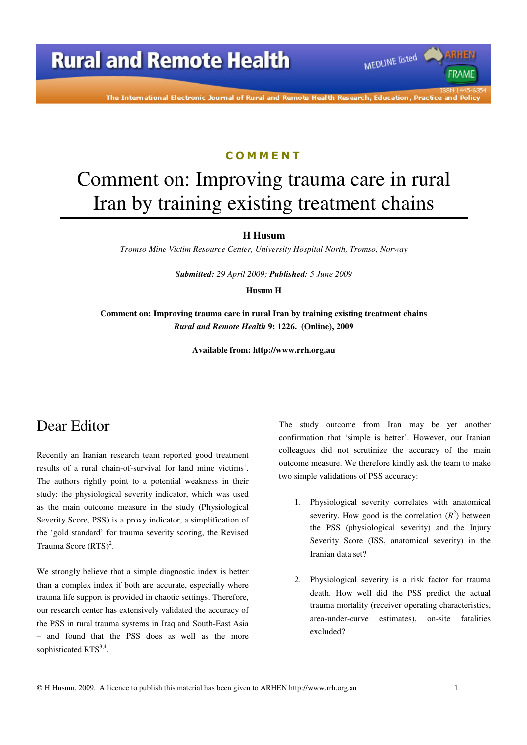COMMENT

# Comment on: Improving trauma care in rural Iran by training existing treatment chains

**H Husum**

*Tromso Mine Victim Resource Center, University Hospital North, Tromso, Norway*

***Submitted:*** *29 April 2009;* ***Published:*** *5 June 2009*

**Husum H**

**Comment on: Improving trauma care in rural Iran by training existing treatment chains**
***Rural and Remote Health*** **9: 1226. (Online), 2009**

**Available from: http://www.rrh.org.au**

## Dear Editor

Recently an Iranian research team reported good treatment results of a rural chain-of-survival for land mine victims[1]. The authors rightly point to a potential weakness in their study: the physiological severity indicator, which was used as the main outcome measure in the study (Physiological Severity Score, PSS) is a proxy indicator, a simplification of the 'gold standard' for trauma severity scoring, the Revised Trauma Score (RTS)[2].

We strongly believe that a simple diagnostic index is better than a complex index if both are accurate, especially where trauma life support is provided in chaotic settings. Therefore, our research center has extensively validated the accuracy of the PSS in rural trauma systems in Iraq and South-East Asia – and found that the PSS does as well as the more sophisticated RTS[3,4].

The study outcome from Iran may be yet another confirmation that 'simple is better'. However, our Iranian colleagues did not scrutinize the accuracy of the main outcome measure. We therefore kindly ask the team to make two simple validations of PSS accuracy:

1. Physiological severity correlates with anatomical severity. How good is the correlation ($R^2$) between the PSS (physiological severity) and the Injury Severity Score (ISS, anatomical severity) in the Iranian data set?

2. Physiological severity is a risk factor for trauma death. How well did the PSS predict the actual trauma mortality (receiver operating characteristics, area-under-curve estimates), on-site fatalities excluded?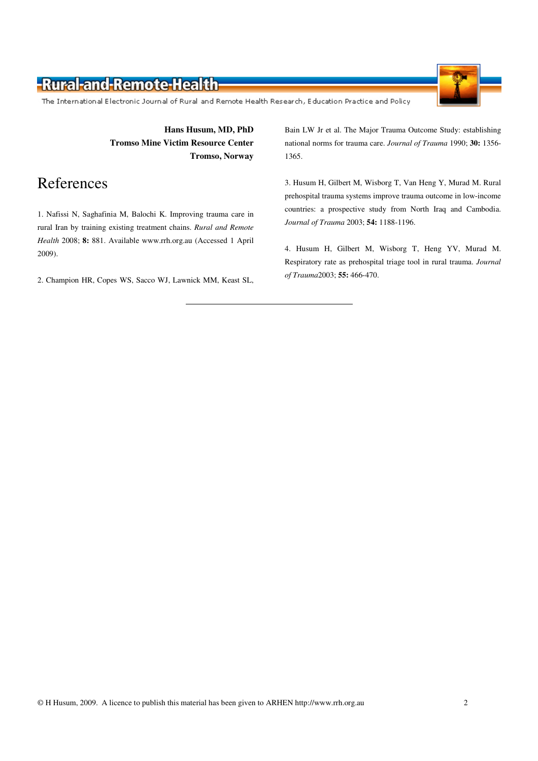**Hans Husum, MD, PhD**
**Tromso Mine Victim Resource Center**
**Tromso, Norway**

# References

1. Nafissi N, Saghafinia M, Balochi K. Improving trauma care in rural Iran by training existing treatment chains. *Rural and Remote Health* 2008; **8:** 881. Available www.rrh.org.au (Accessed 1 April 2009).

2. Champion HR, Copes WS, Sacco WJ, Lawnick MM, Keast SL, Bain LW Jr et al. The Major Trauma Outcome Study: establishing national norms for trauma care. *Journal of Trauma* 1990; **30:** 1356-1365.

3. Husum H, Gilbert M, Wisborg T, Van Heng Y, Murad M. Rural prehospital trauma systems improve trauma outcome in low-income countries: a prospective study from North Iraq and Cambodia. *Journal of Trauma* 2003; **54:** 1188-1196.

4. Husum H, Gilbert M, Wisborg T, Heng YV, Murad M. Respiratory rate as prehospital triage tool in rural trauma. *Journal of Trauma*2003; **55:** 466-470.